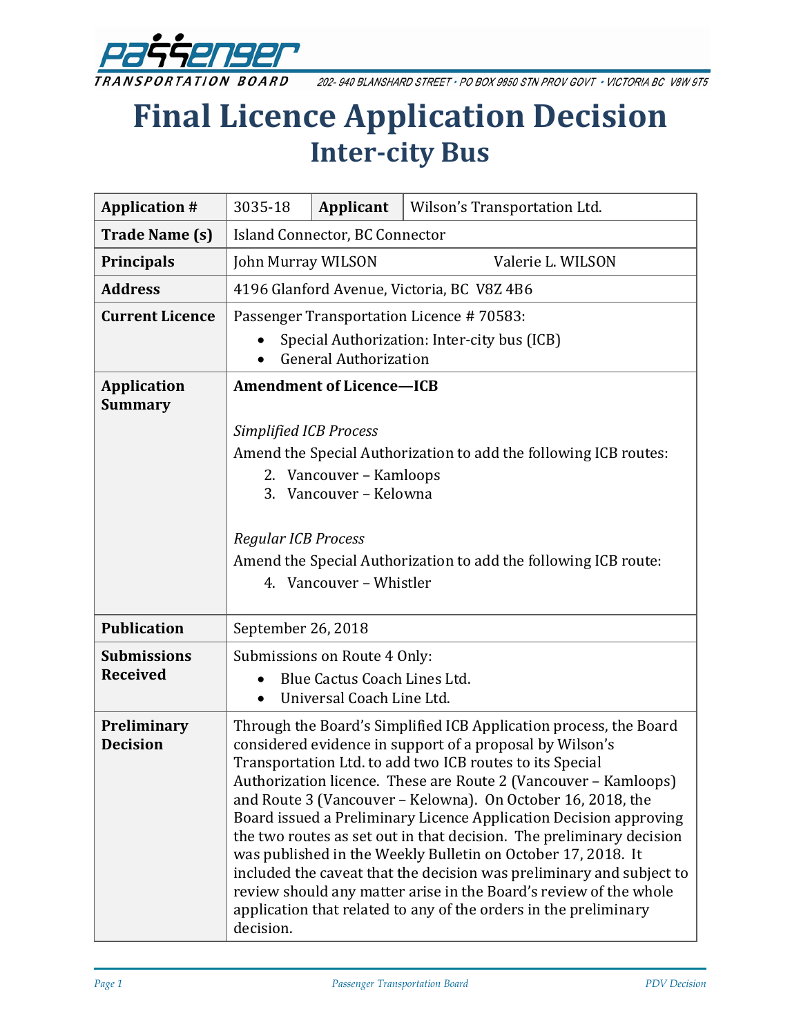# Final Licence Application Decision

## Inter-city Bus

| | | | |
|---|---|---|---|
| **Application #** | 3035-18 | **Applicant** | Wilson's Transportation Ltd. |
| **Trade Name (s)** | Island Connector, BC Connector | | |
| **Principals** | John Murray WILSON Valerie L. WILSON | | |
| **Address** | 4196 Glanford Avenue, Victoria, BC V8Z 4B6 | | |
| **Current Licence** | Passenger Transportation Licence # 70583:<br>• Special Authorization: Inter-city bus (ICB)<br>• General Authorization | | |
| **Application Summary** | **Amendment of Licence—ICB**<br><br>*Simplified ICB Process*<br>Amend the Special Authorization to add the following ICB routes:<br>2. Vancouver – Kamloops<br>3. Vancouver – Kelowna<br><br>*Regular ICB Process*<br>Amend the Special Authorization to add the following ICB route:<br>4. Vancouver – Whistler | | |
| **Publication** | September 26, 2018 | | |
| **Submissions Received** | Submissions on Route 4 Only:<br>• Blue Cactus Coach Lines Ltd.<br>• Universal Coach Line Ltd. | | |
| **Preliminary Decision** | Through the Board's Simplified ICB Application process, the Board considered evidence in support of a proposal by Wilson's Transportation Ltd. to add two ICB routes to its Special Authorization licence. These are Route 2 (Vancouver – Kamloops) and Route 3 (Vancouver – Kelowna). On October 16, 2018, the Board issued a Preliminary Licence Application Decision approving the two routes as set out in that decision. The preliminary decision was published in the Weekly Bulletin on October 17, 2018. It included the caveat that the decision was preliminary and subject to review should any matter arise in the Board's review of the whole application that related to any of the orders in the preliminary decision. | | |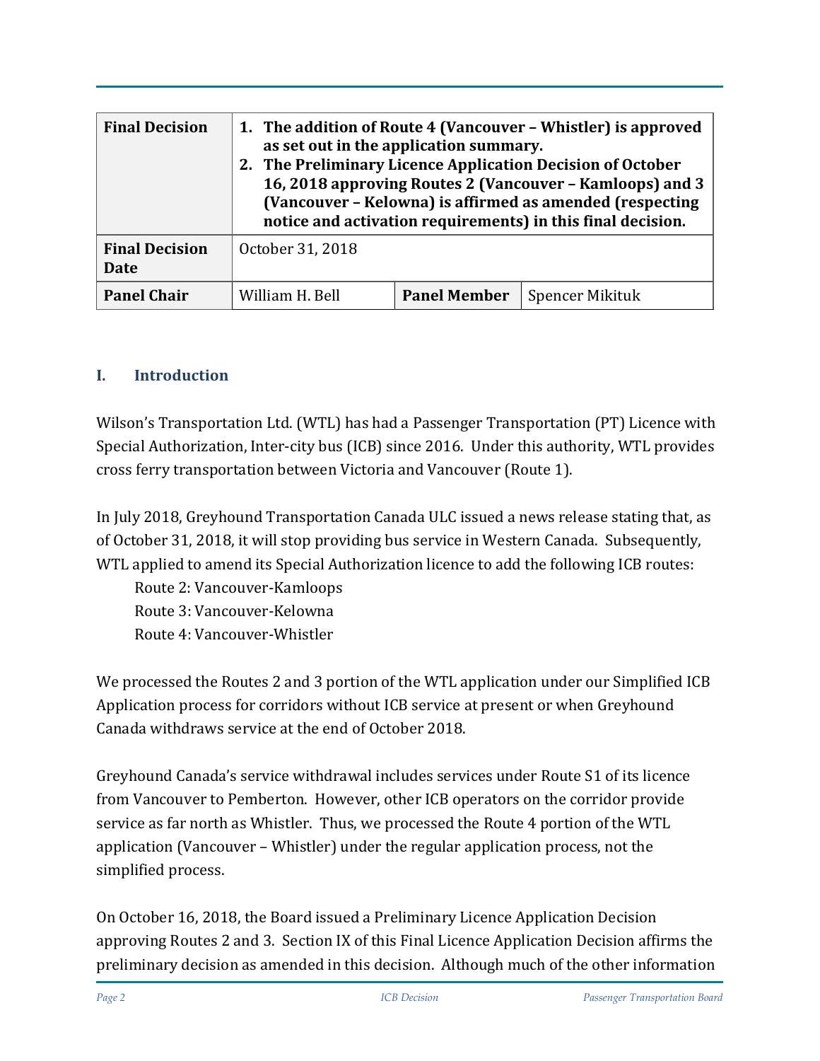| **Final Decision** | **1. The addition of Route 4 (Vancouver – Whistler) is approved as set out in the application summary.**<br>**2. The Preliminary Licence Application Decision of October 16, 2018 approving Routes 2 (Vancouver – Kamloops) and 3 (Vancouver – Kelowna) is affirmed as amended (respecting notice and activation requirements) in this final decision.** | | |
|---|---|---|---|
| **Final Decision Date** | October 31, 2018 | | |
| **Panel Chair** | William H. Bell | **Panel Member** | Spencer Mikituk |

## I. Introduction

Wilson's Transportation Ltd. (WTL) has had a Passenger Transportation (PT) Licence with Special Authorization, Inter-city bus (ICB) since 2016. Under this authority, WTL provides cross ferry transportation between Victoria and Vancouver (Route 1).

In July 2018, Greyhound Transportation Canada ULC issued a news release stating that, as of October 31, 2018, it will stop providing bus service in Western Canada. Subsequently, WTL applied to amend its Special Authorization licence to add the following ICB routes:

Route 2: Vancouver-Kamloops
Route 3: Vancouver-Kelowna
Route 4: Vancouver-Whistler

We processed the Routes 2 and 3 portion of the WTL application under our Simplified ICB Application process for corridors without ICB service at present or when Greyhound Canada withdraws service at the end of October 2018.

Greyhound Canada's service withdrawal includes services under Route S1 of its licence from Vancouver to Pemberton. However, other ICB operators on the corridor provide service as far north as Whistler. Thus, we processed the Route 4 portion of the WTL application (Vancouver – Whistler) under the regular application process, not the simplified process.

On October 16, 2018, the Board issued a Preliminary Licence Application Decision approving Routes 2 and 3. Section IX of this Final Licence Application Decision affirms the preliminary decision as amended in this decision. Although much of the other information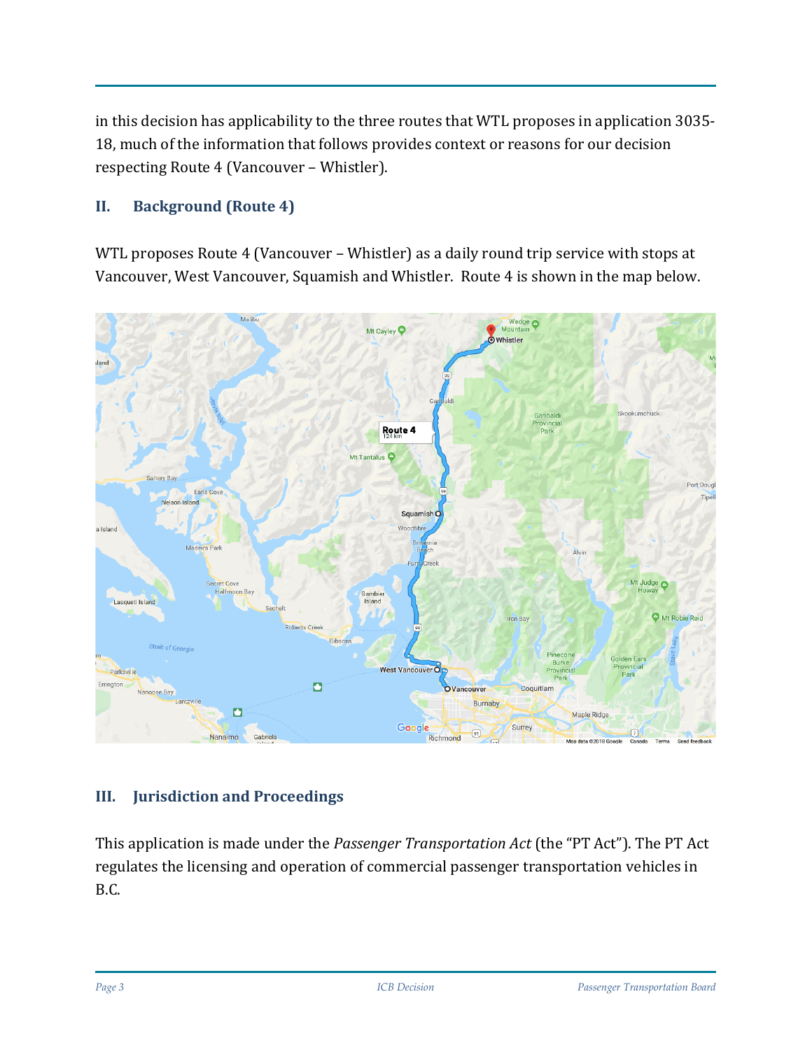in this decision has applicability to the three routes that WTL proposes in application 3035-18, much of the information that follows provides context or reasons for our decision respecting Route 4 (Vancouver – Whistler).

## II. Background (Route 4)

WTL proposes Route 4 (Vancouver – Whistler) as a daily round trip service with stops at Vancouver, West Vancouver, Squamish and Whistler. Route 4 is shown in the map below.

## III. Jurisdiction and Proceedings

This application is made under the *Passenger Transportation Act* (the "PT Act"). The PT Act regulates the licensing and operation of commercial passenger transportation vehicles in B.C.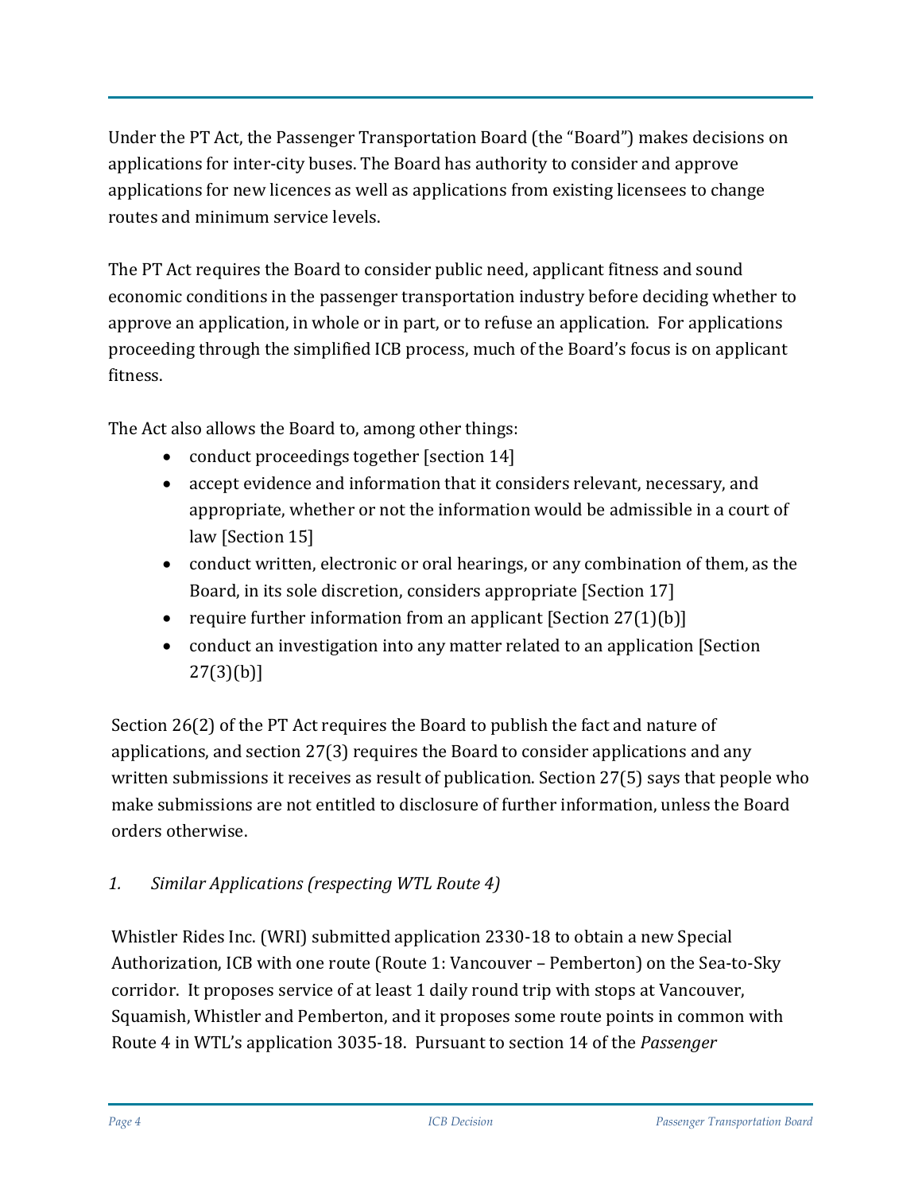Under the PT Act, the Passenger Transportation Board (the "Board") makes decisions on applications for inter-city buses. The Board has authority to consider and approve applications for new licences as well as applications from existing licensees to change routes and minimum service levels.

The PT Act requires the Board to consider public need, applicant fitness and sound economic conditions in the passenger transportation industry before deciding whether to approve an application, in whole or in part, or to refuse an application. For applications proceeding through the simplified ICB process, much of the Board's focus is on applicant fitness.

The Act also allows the Board to, among other things:

- conduct proceedings together [section 14]
- accept evidence and information that it considers relevant, necessary, and appropriate, whether or not the information would be admissible in a court of law [Section 15]
- conduct written, electronic or oral hearings, or any combination of them, as the Board, in its sole discretion, considers appropriate [Section 17]
- require further information from an applicant [Section 27(1)(b)]
- conduct an investigation into any matter related to an application [Section 27(3)(b)]

Section 26(2) of the PT Act requires the Board to publish the fact and nature of applications, and section 27(3) requires the Board to consider applications and any written submissions it receives as result of publication. Section 27(5) says that people who make submissions are not entitled to disclosure of further information, unless the Board orders otherwise.

*1. Similar Applications (respecting WTL Route 4)*

Whistler Rides Inc. (WRI) submitted application 2330-18 to obtain a new Special Authorization, ICB with one route (Route 1: Vancouver – Pemberton) on the Sea-to-Sky corridor. It proposes service of at least 1 daily round trip with stops at Vancouver, Squamish, Whistler and Pemberton, and it proposes some route points in common with Route 4 in WTL's application 3035-18. Pursuant to section 14 of the *Passenger*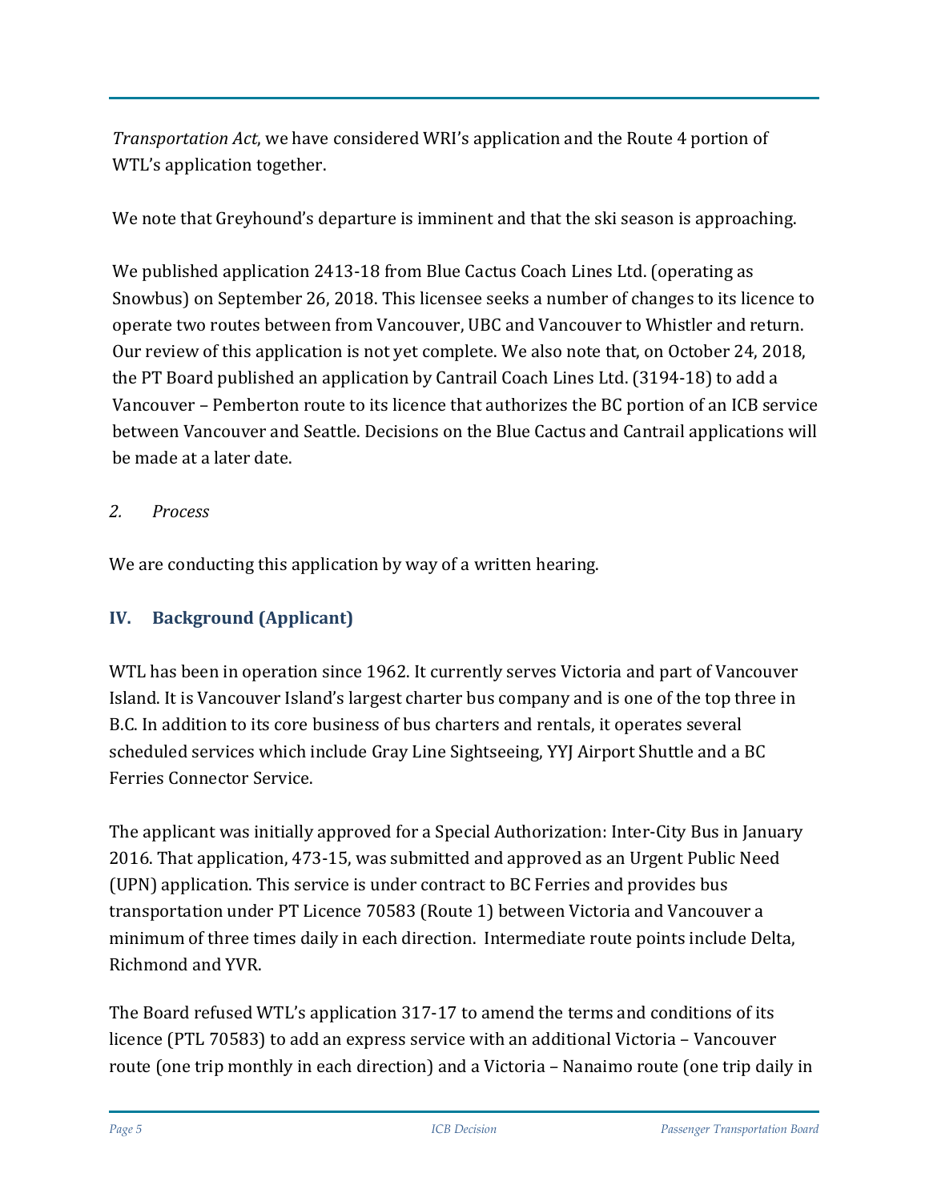*Transportation Act*, we have considered WRI's application and the Route 4 portion of WTL's application together.

We note that Greyhound's departure is imminent and that the ski season is approaching.

We published application 2413-18 from Blue Cactus Coach Lines Ltd. (operating as Snowbus) on September 26, 2018. This licensee seeks a number of changes to its licence to operate two routes between from Vancouver, UBC and Vancouver to Whistler and return. Our review of this application is not yet complete. We also note that, on October 24, 2018, the PT Board published an application by Cantrail Coach Lines Ltd. (3194-18) to add a Vancouver – Pemberton route to its licence that authorizes the BC portion of an ICB service between Vancouver and Seattle. Decisions on the Blue Cactus and Cantrail applications will be made at a later date.

*2. Process*

We are conducting this application by way of a written hearing.

## IV. Background (Applicant)

WTL has been in operation since 1962. It currently serves Victoria and part of Vancouver Island. It is Vancouver Island's largest charter bus company and is one of the top three in B.C. In addition to its core business of bus charters and rentals, it operates several scheduled services which include Gray Line Sightseeing, YYJ Airport Shuttle and a BC Ferries Connector Service.

The applicant was initially approved for a Special Authorization: Inter-City Bus in January 2016. That application, 473-15, was submitted and approved as an Urgent Public Need (UPN) application. This service is under contract to BC Ferries and provides bus transportation under PT Licence 70583 (Route 1) between Victoria and Vancouver a minimum of three times daily in each direction. Intermediate route points include Delta, Richmond and YVR.

The Board refused WTL's application 317-17 to amend the terms and conditions of its licence (PTL 70583) to add an express service with an additional Victoria – Vancouver route (one trip monthly in each direction) and a Victoria – Nanaimo route (one trip daily in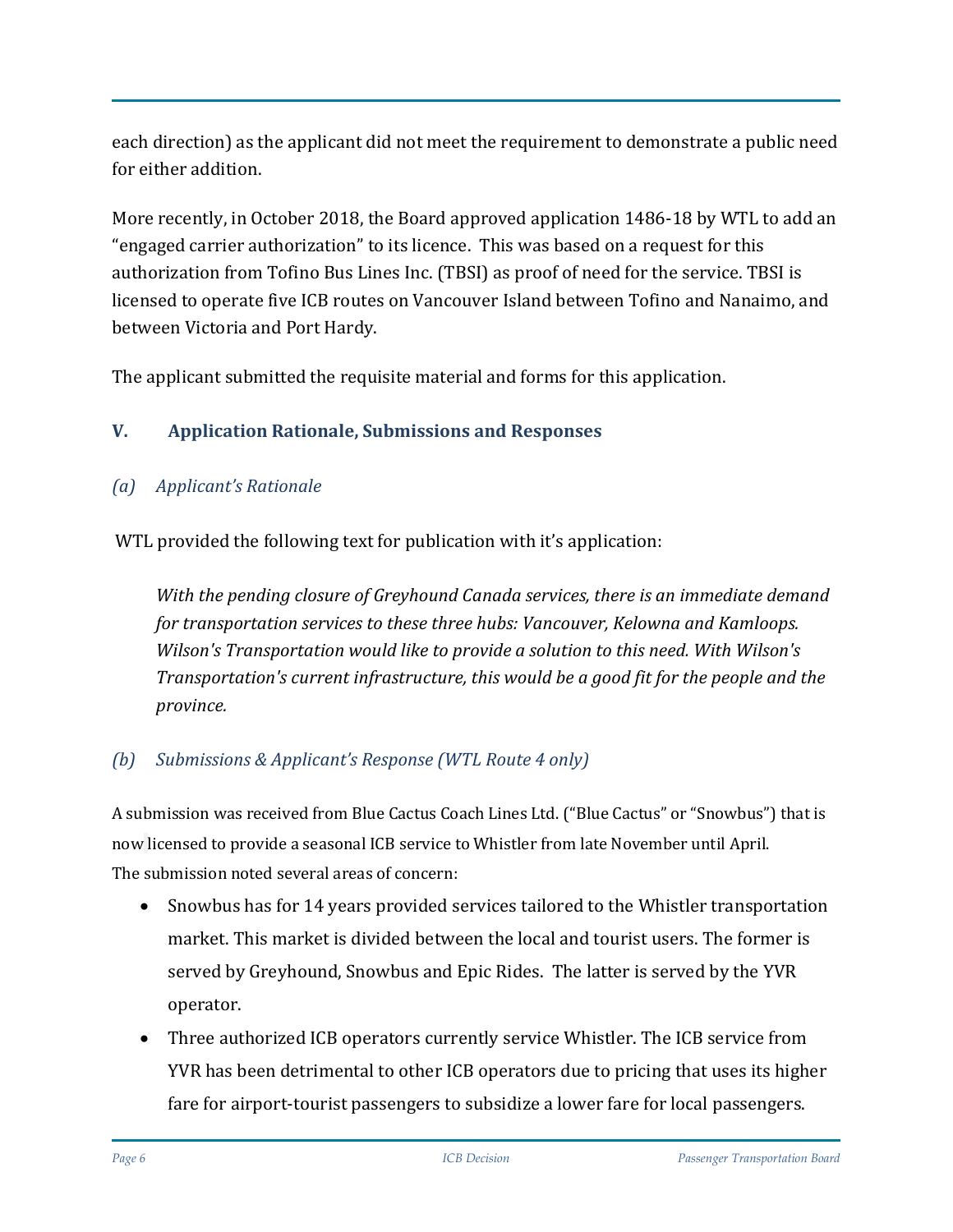each direction) as the applicant did not meet the requirement to demonstrate a public need for either addition.

More recently, in October 2018, the Board approved application 1486-18 by WTL to add an "engaged carrier authorization" to its licence. This was based on a request for this authorization from Tofino Bus Lines Inc. (TBSI) as proof of need for the service. TBSI is licensed to operate five ICB routes on Vancouver Island between Tofino and Nanaimo, and between Victoria and Port Hardy.

The applicant submitted the requisite material and forms for this application.

## V. Application Rationale, Submissions and Responses

### *(a) Applicant's Rationale*

WTL provided the following text for publication with it's application:

> *With the pending closure of Greyhound Canada services, there is an immediate demand for transportation services to these three hubs: Vancouver, Kelowna and Kamloops. Wilson's Transportation would like to provide a solution to this need. With Wilson's Transportation's current infrastructure, this would be a good fit for the people and the province.*

### *(b) Submissions & Applicant's Response (WTL Route 4 only)*

A submission was received from Blue Cactus Coach Lines Ltd. ("Blue Cactus" or "Snowbus") that is now licensed to provide a seasonal ICB service to Whistler from late November until April. The submission noted several areas of concern:

- Snowbus has for 14 years provided services tailored to the Whistler transportation market. This market is divided between the local and tourist users. The former is served by Greyhound, Snowbus and Epic Rides. The latter is served by the YVR operator.
- Three authorized ICB operators currently service Whistler. The ICB service from YVR has been detrimental to other ICB operators due to pricing that uses its higher fare for airport-tourist passengers to subsidize a lower fare for local passengers.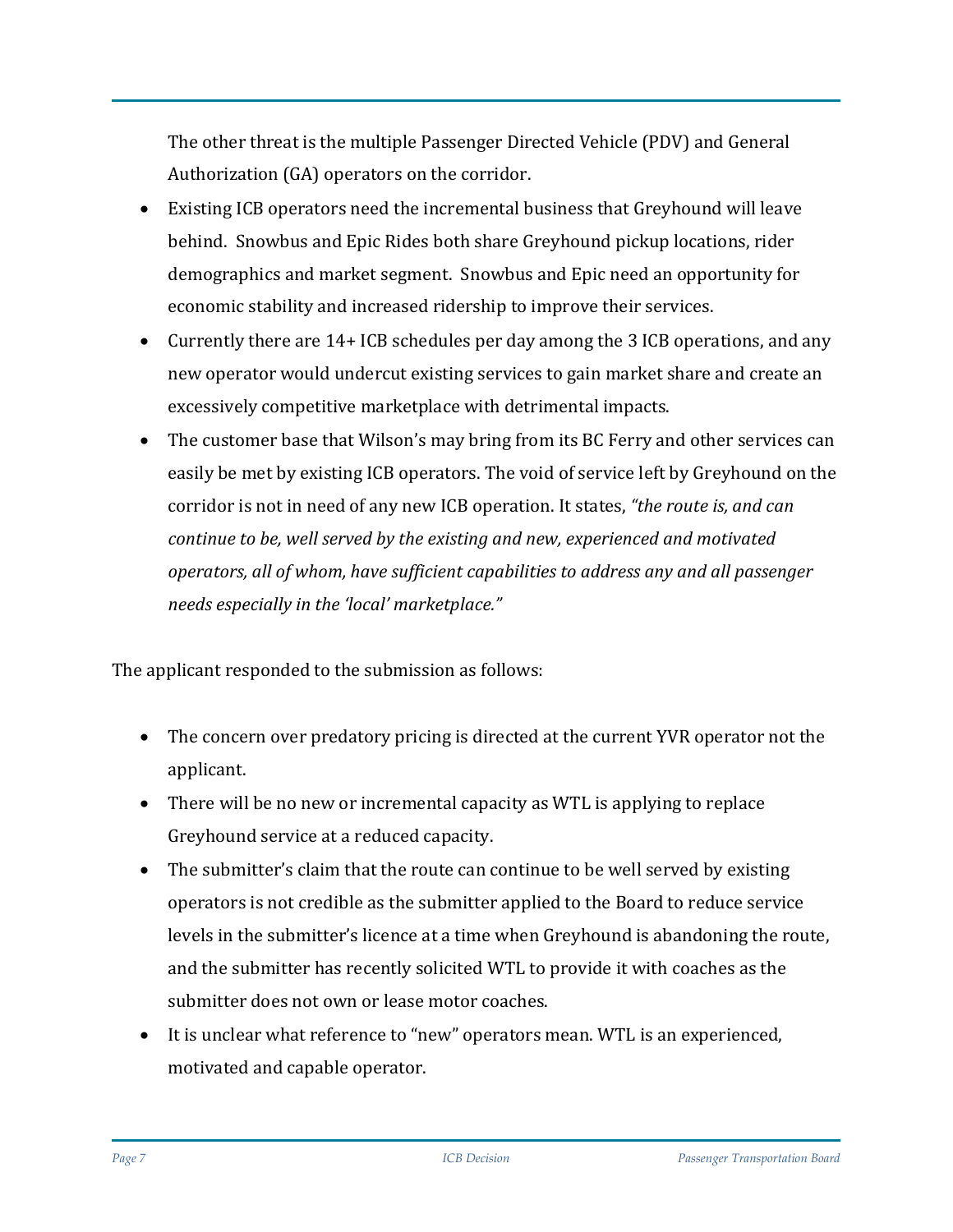The other threat is the multiple Passenger Directed Vehicle (PDV) and General Authorization (GA) operators on the corridor.

- Existing ICB operators need the incremental business that Greyhound will leave behind. Snowbus and Epic Rides both share Greyhound pickup locations, rider demographics and market segment. Snowbus and Epic need an opportunity for economic stability and increased ridership to improve their services.
- Currently there are 14+ ICB schedules per day among the 3 ICB operations, and any new operator would undercut existing services to gain market share and create an excessively competitive marketplace with detrimental impacts.
- The customer base that Wilson's may bring from its BC Ferry and other services can easily be met by existing ICB operators. The void of service left by Greyhound on the corridor is not in need of any new ICB operation. It states, *"the route is, and can continue to be, well served by the existing and new, experienced and motivated operators, all of whom, have sufficient capabilities to address any and all passenger needs especially in the 'local' marketplace."*

The applicant responded to the submission as follows:

- The concern over predatory pricing is directed at the current YVR operator not the applicant.
- There will be no new or incremental capacity as WTL is applying to replace Greyhound service at a reduced capacity.
- The submitter's claim that the route can continue to be well served by existing operators is not credible as the submitter applied to the Board to reduce service levels in the submitter's licence at a time when Greyhound is abandoning the route, and the submitter has recently solicited WTL to provide it with coaches as the submitter does not own or lease motor coaches.
- It is unclear what reference to "new" operators mean. WTL is an experienced, motivated and capable operator.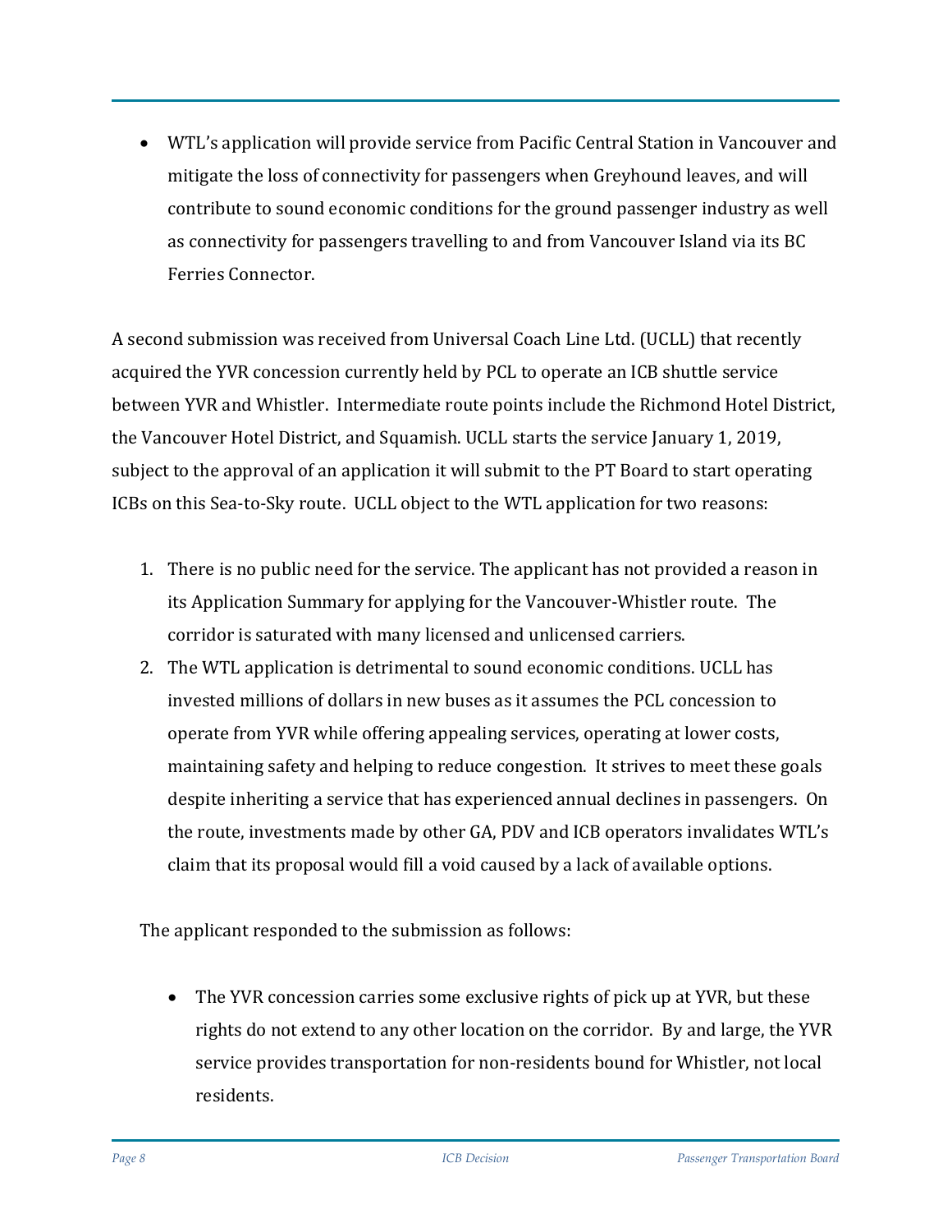- WTL's application will provide service from Pacific Central Station in Vancouver and mitigate the loss of connectivity for passengers when Greyhound leaves, and will contribute to sound economic conditions for the ground passenger industry as well as connectivity for passengers travelling to and from Vancouver Island via its BC Ferries Connector.

A second submission was received from Universal Coach Line Ltd. (UCLL) that recently acquired the YVR concession currently held by PCL to operate an ICB shuttle service between YVR and Whistler. Intermediate route points include the Richmond Hotel District, the Vancouver Hotel District, and Squamish. UCLL starts the service January 1, 2019, subject to the approval of an application it will submit to the PT Board to start operating ICBs on this Sea-to-Sky route. UCLL object to the WTL application for two reasons:

1. There is no public need for the service. The applicant has not provided a reason in its Application Summary for applying for the Vancouver-Whistler route. The corridor is saturated with many licensed and unlicensed carriers.
2. The WTL application is detrimental to sound economic conditions. UCLL has invested millions of dollars in new buses as it assumes the PCL concession to operate from YVR while offering appealing services, operating at lower costs, maintaining safety and helping to reduce congestion. It strives to meet these goals despite inheriting a service that has experienced annual declines in passengers. On the route, investments made by other GA, PDV and ICB operators invalidates WTL's claim that its proposal would fill a void caused by a lack of available options.

The applicant responded to the submission as follows:

- The YVR concession carries some exclusive rights of pick up at YVR, but these rights do not extend to any other location on the corridor. By and large, the YVR service provides transportation for non-residents bound for Whistler, not local residents.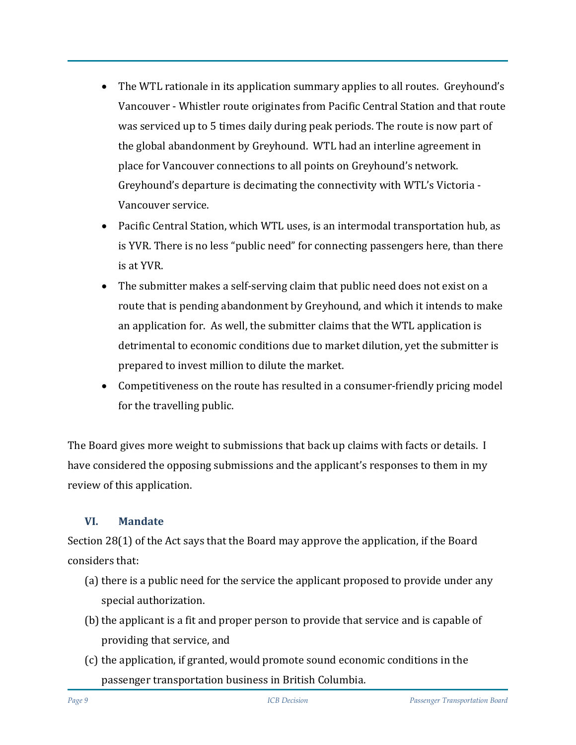- The WTL rationale in its application summary applies to all routes. Greyhound's Vancouver - Whistler route originates from Pacific Central Station and that route was serviced up to 5 times daily during peak periods. The route is now part of the global abandonment by Greyhound. WTL had an interline agreement in place for Vancouver connections to all points on Greyhound's network. Greyhound's departure is decimating the connectivity with WTL's Victoria - Vancouver service.
- Pacific Central Station, which WTL uses, is an intermodal transportation hub, as is YVR. There is no less "public need" for connecting passengers here, than there is at YVR.
- The submitter makes a self-serving claim that public need does not exist on a route that is pending abandonment by Greyhound, and which it intends to make an application for. As well, the submitter claims that the WTL application is detrimental to economic conditions due to market dilution, yet the submitter is prepared to invest million to dilute the market.
- Competitiveness on the route has resulted in a consumer-friendly pricing model for the travelling public.

The Board gives more weight to submissions that back up claims with facts or details. I have considered the opposing submissions and the applicant's responses to them in my review of this application.

## VI. Mandate

Section 28(1) of the Act says that the Board may approve the application, if the Board considers that:

(a) there is a public need for the service the applicant proposed to provide under any special authorization.

(b) the applicant is a fit and proper person to provide that service and is capable of providing that service, and

(c) the application, if granted, would promote sound economic conditions in the passenger transportation business in British Columbia.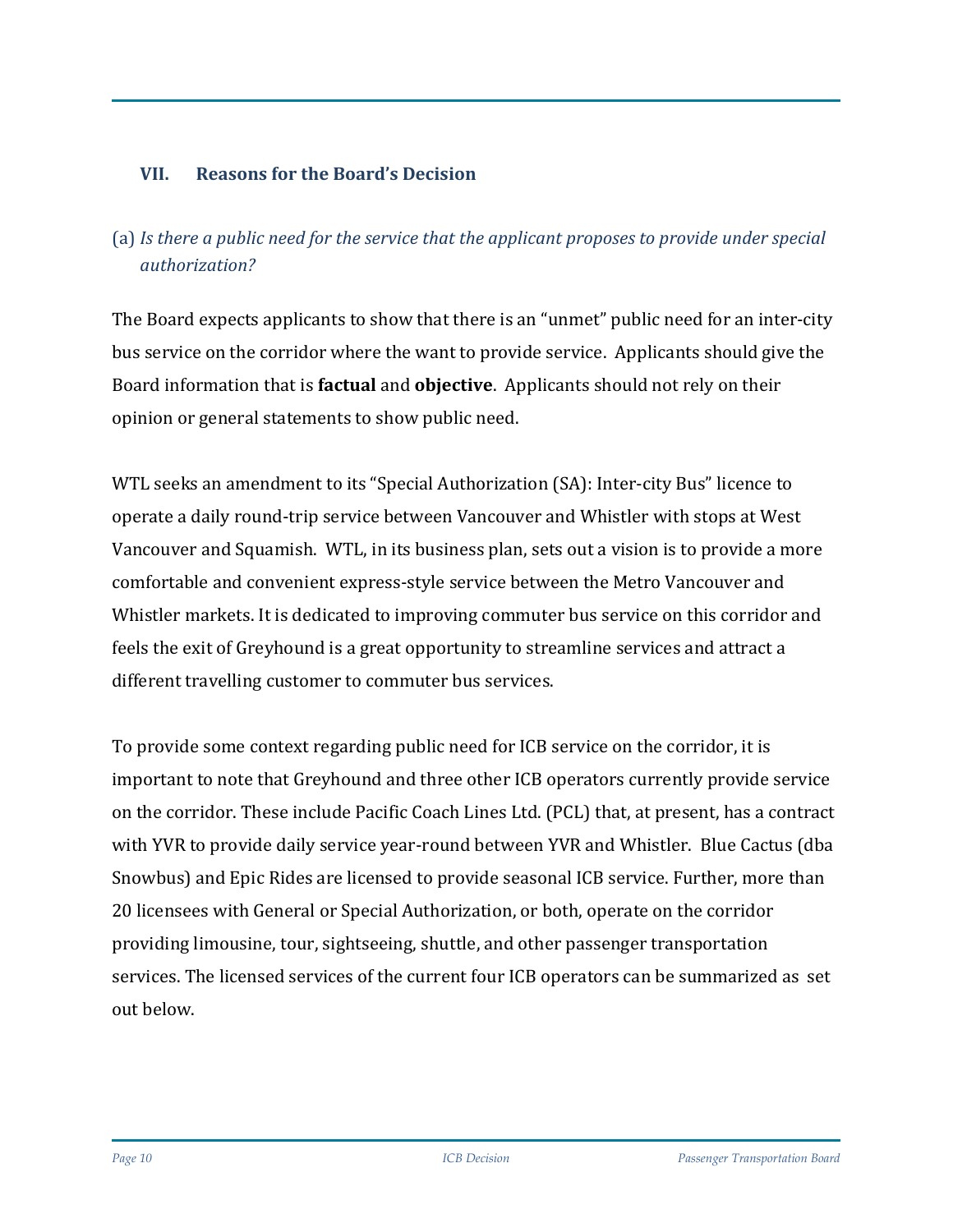## VII. Reasons for the Board's Decision

### (a) *Is there a public need for the service that the applicant proposes to provide under special authorization?*

The Board expects applicants to show that there is an "unmet" public need for an inter-city bus service on the corridor where the want to provide service. Applicants should give the Board information that is **factual** and **objective**. Applicants should not rely on their opinion or general statements to show public need.

WTL seeks an amendment to its "Special Authorization (SA): Inter-city Bus" licence to operate a daily round-trip service between Vancouver and Whistler with stops at West Vancouver and Squamish. WTL, in its business plan, sets out a vision is to provide a more comfortable and convenient express-style service between the Metro Vancouver and Whistler markets. It is dedicated to improving commuter bus service on this corridor and feels the exit of Greyhound is a great opportunity to streamline services and attract a different travelling customer to commuter bus services.

To provide some context regarding public need for ICB service on the corridor, it is important to note that Greyhound and three other ICB operators currently provide service on the corridor. These include Pacific Coach Lines Ltd. (PCL) that, at present, has a contract with YVR to provide daily service year-round between YVR and Whistler. Blue Cactus (dba Snowbus) and Epic Rides are licensed to provide seasonal ICB service. Further, more than 20 licensees with General or Special Authorization, or both, operate on the corridor providing limousine, tour, sightseeing, shuttle, and other passenger transportation services. The licensed services of the current four ICB operators can be summarized as set out below.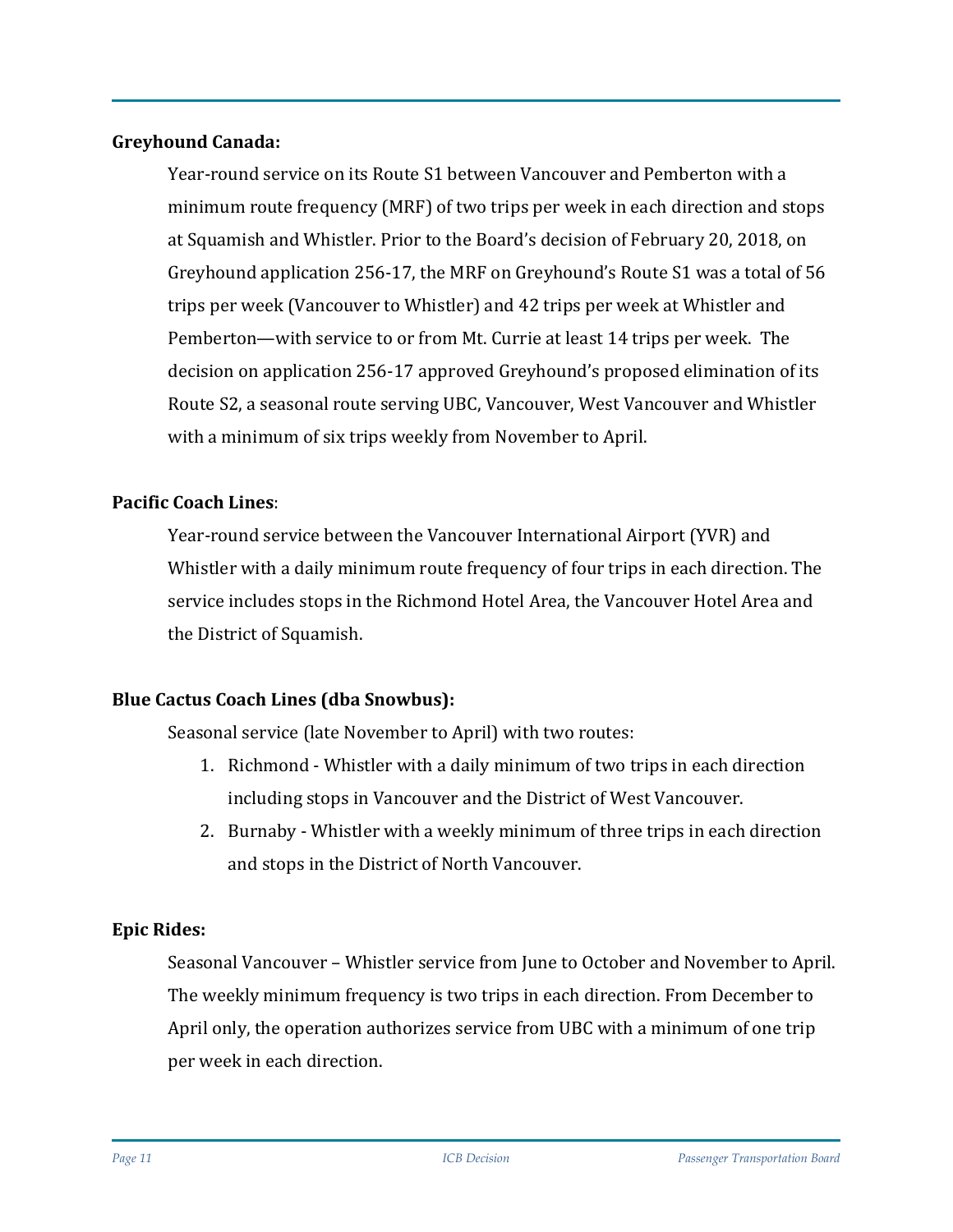**Greyhound Canada:**

Year-round service on its Route S1 between Vancouver and Pemberton with a minimum route frequency (MRF) of two trips per week in each direction and stops at Squamish and Whistler. Prior to the Board's decision of February 20, 2018, on Greyhound application 256-17, the MRF on Greyhound's Route S1 was a total of 56 trips per week (Vancouver to Whistler) and 42 trips per week at Whistler and Pemberton—with service to or from Mt. Currie at least 14 trips per week. The decision on application 256-17 approved Greyhound's proposed elimination of its Route S2, a seasonal route serving UBC, Vancouver, West Vancouver and Whistler with a minimum of six trips weekly from November to April.

**Pacific Coach Lines**:

Year-round service between the Vancouver International Airport (YVR) and Whistler with a daily minimum route frequency of four trips in each direction. The service includes stops in the Richmond Hotel Area, the Vancouver Hotel Area and the District of Squamish.

**Blue Cactus Coach Lines (dba Snowbus):**

Seasonal service (late November to April) with two routes:

1. Richmond - Whistler with a daily minimum of two trips in each direction including stops in Vancouver and the District of West Vancouver.
2. Burnaby - Whistler with a weekly minimum of three trips in each direction and stops in the District of North Vancouver.

**Epic Rides:**

Seasonal Vancouver – Whistler service from June to October and November to April. The weekly minimum frequency is two trips in each direction. From December to April only, the operation authorizes service from UBC with a minimum of one trip per week in each direction.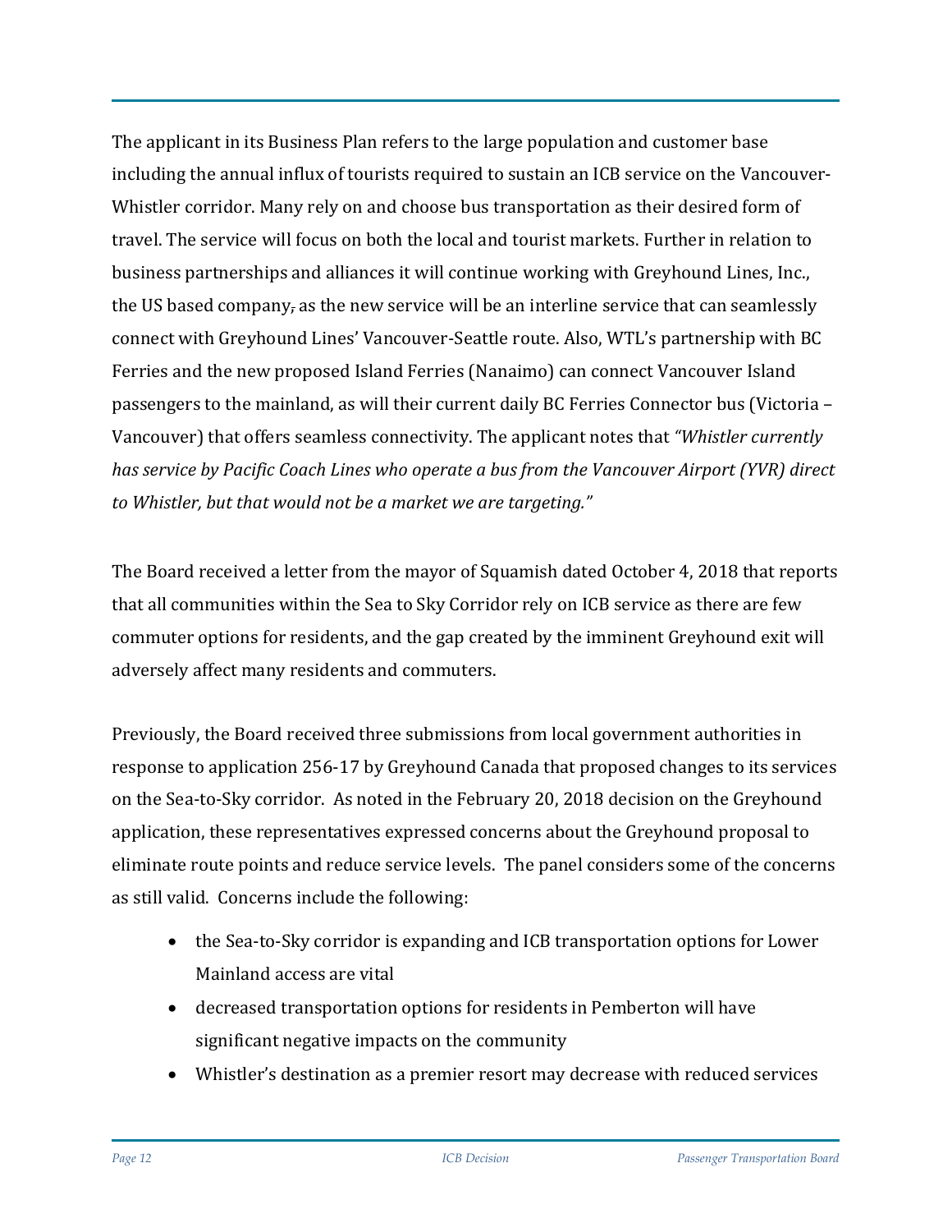The applicant in its Business Plan refers to the large population and customer base including the annual influx of tourists required to sustain an ICB service on the Vancouver-Whistler corridor. Many rely on and choose bus transportation as their desired form of travel. The service will focus on both the local and tourist markets. Further in relation to business partnerships and alliances it will continue working with Greyhound Lines, Inc., the US based company, as the new service will be an interline service that can seamlessly connect with Greyhound Lines' Vancouver-Seattle route. Also, WTL's partnership with BC Ferries and the new proposed Island Ferries (Nanaimo) can connect Vancouver Island passengers to the mainland, as will their current daily BC Ferries Connector bus (Victoria – Vancouver) that offers seamless connectivity. The applicant notes that *"Whistler currently has service by Pacific Coach Lines who operate a bus from the Vancouver Airport (YVR) direct to Whistler, but that would not be a market we are targeting."*

The Board received a letter from the mayor of Squamish dated October 4, 2018 that reports that all communities within the Sea to Sky Corridor rely on ICB service as there are few commuter options for residents, and the gap created by the imminent Greyhound exit will adversely affect many residents and commuters.

Previously, the Board received three submissions from local government authorities in response to application 256-17 by Greyhound Canada that proposed changes to its services on the Sea-to-Sky corridor. As noted in the February 20, 2018 decision on the Greyhound application, these representatives expressed concerns about the Greyhound proposal to eliminate route points and reduce service levels. The panel considers some of the concerns as still valid. Concerns include the following:

- the Sea-to-Sky corridor is expanding and ICB transportation options for Lower Mainland access are vital
- decreased transportation options for residents in Pemberton will have significant negative impacts on the community
- Whistler's destination as a premier resort may decrease with reduced services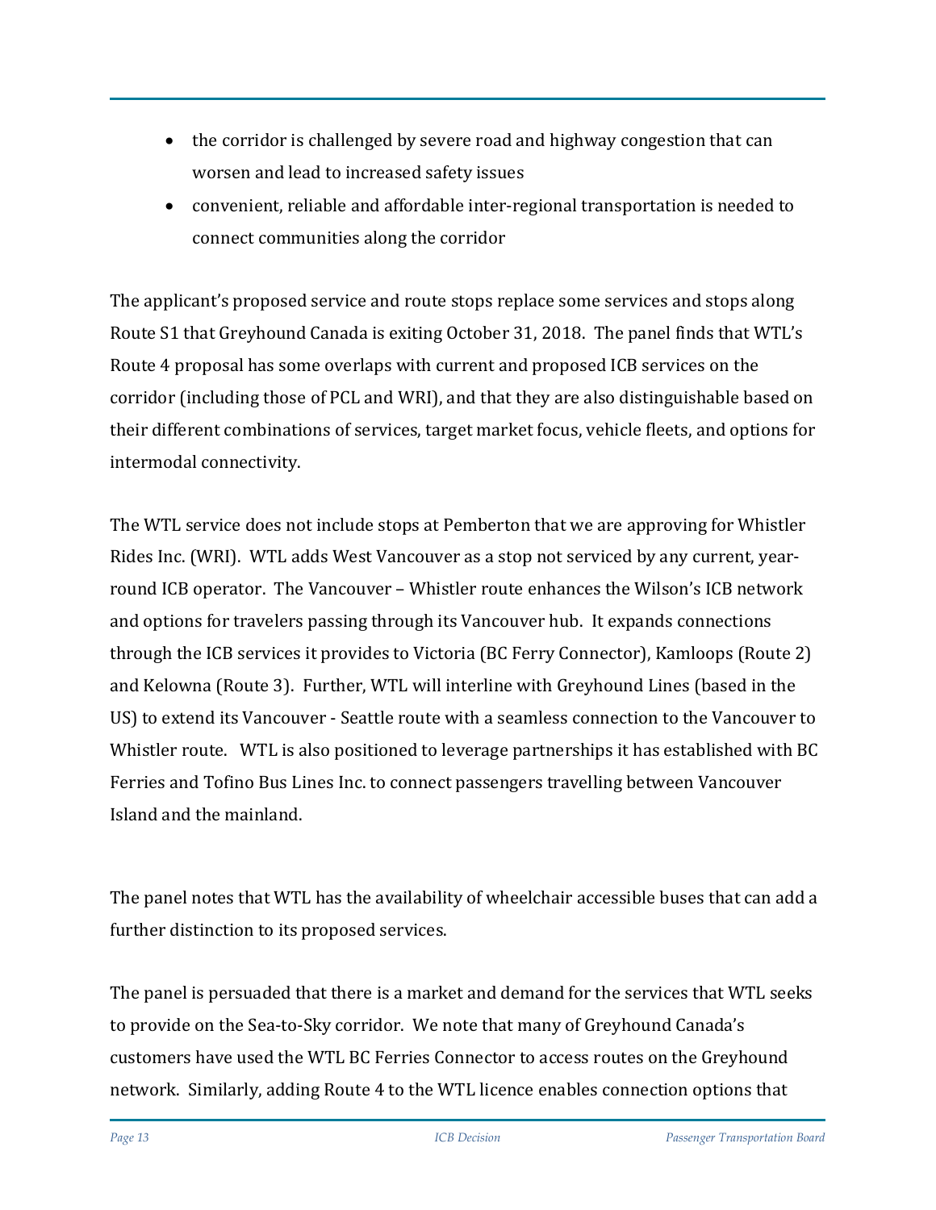- the corridor is challenged by severe road and highway congestion that can worsen and lead to increased safety issues
- convenient, reliable and affordable inter-regional transportation is needed to connect communities along the corridor

The applicant's proposed service and route stops replace some services and stops along Route S1 that Greyhound Canada is exiting October 31, 2018. The panel finds that WTL's Route 4 proposal has some overlaps with current and proposed ICB services on the corridor (including those of PCL and WRI), and that they are also distinguishable based on their different combinations of services, target market focus, vehicle fleets, and options for intermodal connectivity.

The WTL service does not include stops at Pemberton that we are approving for Whistler Rides Inc. (WRI). WTL adds West Vancouver as a stop not serviced by any current, year-round ICB operator. The Vancouver – Whistler route enhances the Wilson's ICB network and options for travelers passing through its Vancouver hub. It expands connections through the ICB services it provides to Victoria (BC Ferry Connector), Kamloops (Route 2) and Kelowna (Route 3). Further, WTL will interline with Greyhound Lines (based in the US) to extend its Vancouver - Seattle route with a seamless connection to the Vancouver to Whistler route. WTL is also positioned to leverage partnerships it has established with BC Ferries and Tofino Bus Lines Inc. to connect passengers travelling between Vancouver Island and the mainland.

The panel notes that WTL has the availability of wheelchair accessible buses that can add a further distinction to its proposed services.

The panel is persuaded that there is a market and demand for the services that WTL seeks to provide on the Sea-to-Sky corridor. We note that many of Greyhound Canada's customers have used the WTL BC Ferries Connector to access routes on the Greyhound network. Similarly, adding Route 4 to the WTL licence enables connection options that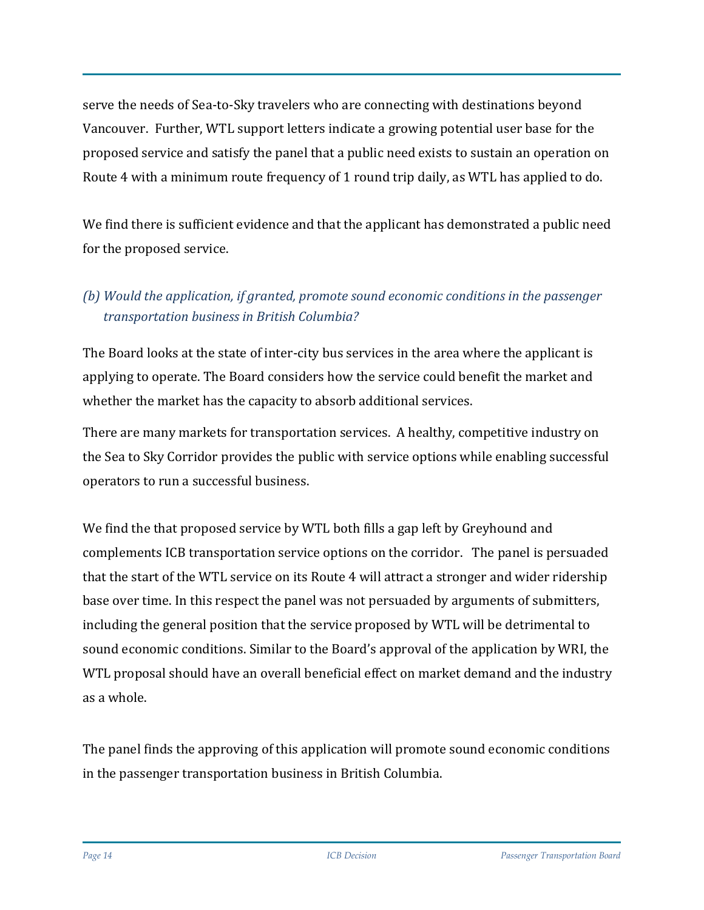serve the needs of Sea-to-Sky travelers who are connecting with destinations beyond Vancouver. Further, WTL support letters indicate a growing potential user base for the proposed service and satisfy the panel that a public need exists to sustain an operation on Route 4 with a minimum route frequency of 1 round trip daily, as WTL has applied to do.

We find there is sufficient evidence and that the applicant has demonstrated a public need for the proposed service.

*(b) Would the application, if granted, promote sound economic conditions in the passenger transportation business in British Columbia?*

The Board looks at the state of inter-city bus services in the area where the applicant is applying to operate. The Board considers how the service could benefit the market and whether the market has the capacity to absorb additional services.

There are many markets for transportation services. A healthy, competitive industry on the Sea to Sky Corridor provides the public with service options while enabling successful operators to run a successful business.

We find the that proposed service by WTL both fills a gap left by Greyhound and complements ICB transportation service options on the corridor. The panel is persuaded that the start of the WTL service on its Route 4 will attract a stronger and wider ridership base over time. In this respect the panel was not persuaded by arguments of submitters, including the general position that the service proposed by WTL will be detrimental to sound economic conditions. Similar to the Board's approval of the application by WRI, the WTL proposal should have an overall beneficial effect on market demand and the industry as a whole.

The panel finds the approving of this application will promote sound economic conditions in the passenger transportation business in British Columbia.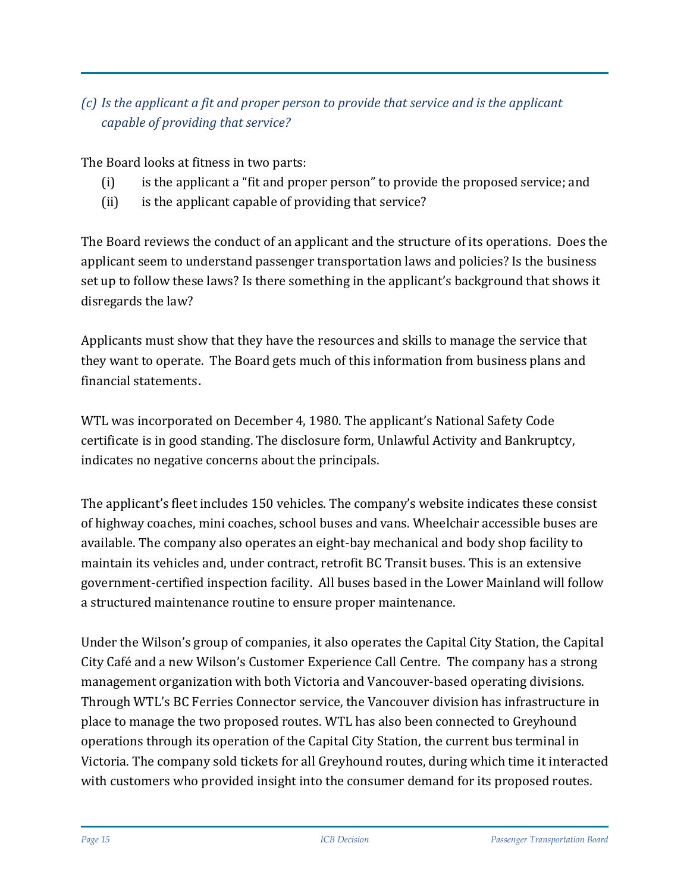### *(c) Is the applicant a fit and proper person to provide that service and is the applicant capable of providing that service?*

The Board looks at fitness in two parts:

(i) is the applicant a "fit and proper person" to provide the proposed service; and

(ii) is the applicant capable of providing that service?

The Board reviews the conduct of an applicant and the structure of its operations. Does the applicant seem to understand passenger transportation laws and policies? Is the business set up to follow these laws? Is there something in the applicant's background that shows it disregards the law?

Applicants must show that they have the resources and skills to manage the service that they want to operate. The Board gets much of this information from business plans and financial statements.

WTL was incorporated on December 4, 1980. The applicant's National Safety Code certificate is in good standing. The disclosure form, Unlawful Activity and Bankruptcy, indicates no negative concerns about the principals.

The applicant's fleet includes 150 vehicles. The company's website indicates these consist of highway coaches, mini coaches, school buses and vans. Wheelchair accessible buses are available. The company also operates an eight-bay mechanical and body shop facility to maintain its vehicles and, under contract, retrofit BC Transit buses. This is an extensive government-certified inspection facility. All buses based in the Lower Mainland will follow a structured maintenance routine to ensure proper maintenance.

Under the Wilson's group of companies, it also operates the Capital City Station, the Capital City Café and a new Wilson's Customer Experience Call Centre. The company has a strong management organization with both Victoria and Vancouver-based operating divisions. Through WTL's BC Ferries Connector service, the Vancouver division has infrastructure in place to manage the two proposed routes. WTL has also been connected to Greyhound operations through its operation of the Capital City Station, the current bus terminal in Victoria. The company sold tickets for all Greyhound routes, during which time it interacted with customers who provided insight into the consumer demand for its proposed routes.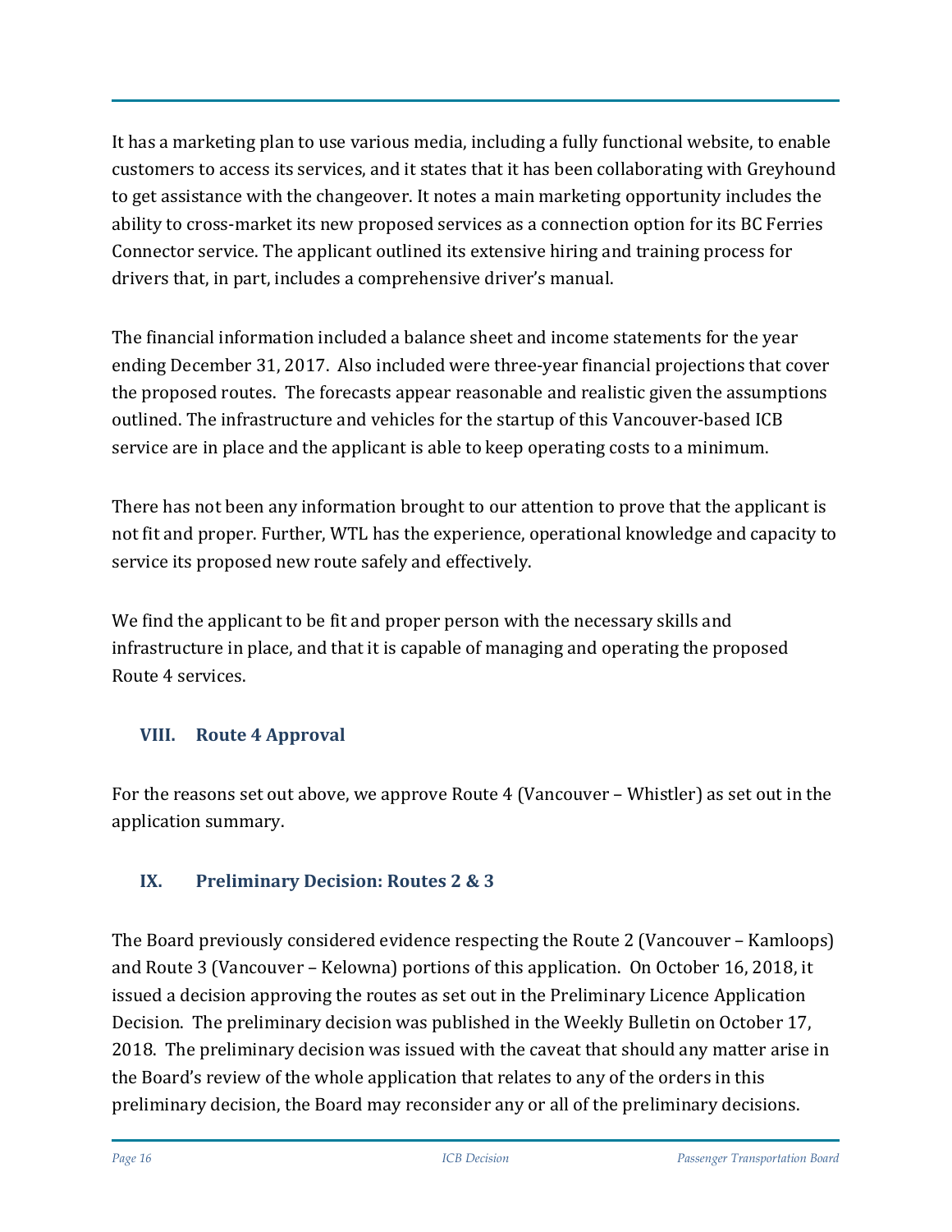It has a marketing plan to use various media, including a fully functional website, to enable customers to access its services, and it states that it has been collaborating with Greyhound to get assistance with the changeover. It notes a main marketing opportunity includes the ability to cross-market its new proposed services as a connection option for its BC Ferries Connector service. The applicant outlined its extensive hiring and training process for drivers that, in part, includes a comprehensive driver's manual.

The financial information included a balance sheet and income statements for the year ending December 31, 2017. Also included were three-year financial projections that cover the proposed routes. The forecasts appear reasonable and realistic given the assumptions outlined. The infrastructure and vehicles for the startup of this Vancouver-based ICB service are in place and the applicant is able to keep operating costs to a minimum.

There has not been any information brought to our attention to prove that the applicant is not fit and proper. Further, WTL has the experience, operational knowledge and capacity to service its proposed new route safely and effectively.

We find the applicant to be fit and proper person with the necessary skills and infrastructure in place, and that it is capable of managing and operating the proposed Route 4 services.

## VIII. Route 4 Approval

For the reasons set out above, we approve Route 4 (Vancouver – Whistler) as set out in the application summary.

## IX. Preliminary Decision: Routes 2 & 3

The Board previously considered evidence respecting the Route 2 (Vancouver – Kamloops) and Route 3 (Vancouver – Kelowna) portions of this application. On October 16, 2018, it issued a decision approving the routes as set out in the Preliminary Licence Application Decision. The preliminary decision was published in the Weekly Bulletin on October 17, 2018. The preliminary decision was issued with the caveat that should any matter arise in the Board's review of the whole application that relates to any of the orders in this preliminary decision, the Board may reconsider any or all of the preliminary decisions.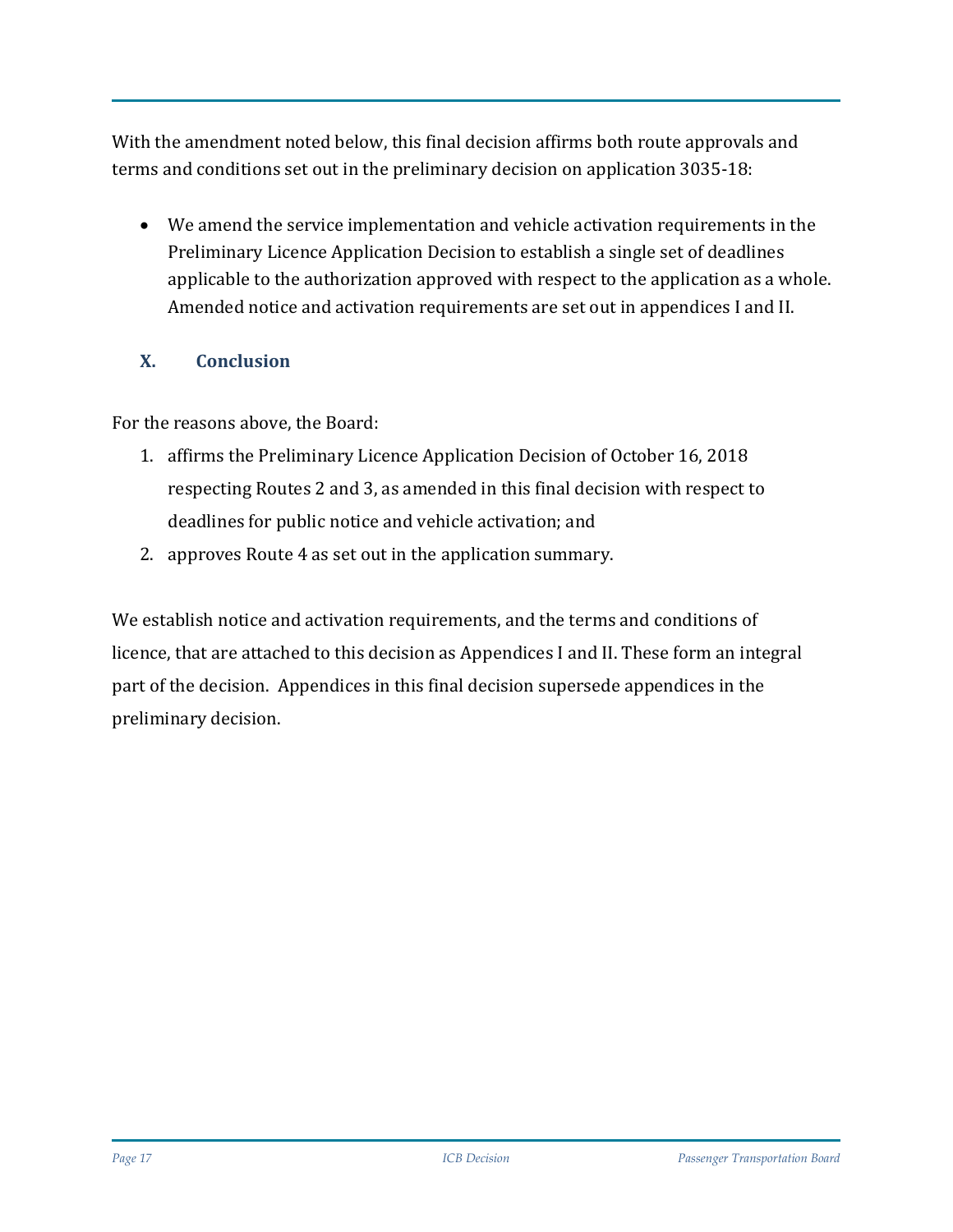With the amendment noted below, this final decision affirms both route approvals and terms and conditions set out in the preliminary decision on application 3035-18:

- We amend the service implementation and vehicle activation requirements in the Preliminary Licence Application Decision to establish a single set of deadlines applicable to the authorization approved with respect to the application as a whole. Amended notice and activation requirements are set out in appendices I and II.

## X. Conclusion

For the reasons above, the Board:

1. affirms the Preliminary Licence Application Decision of October 16, 2018 respecting Routes 2 and 3, as amended in this final decision with respect to deadlines for public notice and vehicle activation; and
2. approves Route 4 as set out in the application summary.

We establish notice and activation requirements, and the terms and conditions of licence, that are attached to this decision as Appendices I and II. These form an integral part of the decision. Appendices in this final decision supersede appendices in the preliminary decision.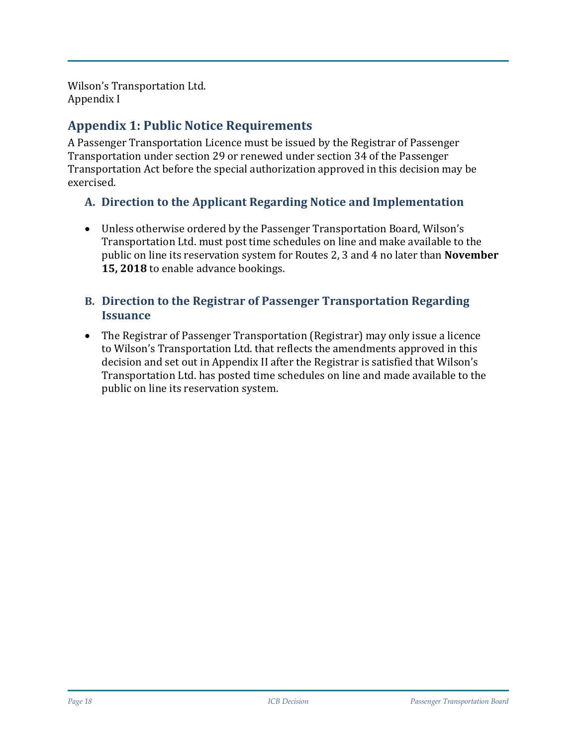Wilson’s Transportation Ltd.
Appendix I

## Appendix 1: Public Notice Requirements

A Passenger Transportation Licence must be issued by the Registrar of Passenger Transportation under section 29 or renewed under section 34 of the Passenger Transportation Act before the special authorization approved in this decision may be exercised.

### A. Direction to the Applicant Regarding Notice and Implementation

- Unless otherwise ordered by the Passenger Transportation Board, Wilson’s Transportation Ltd. must post time schedules on line and make available to the public on line its reservation system for Routes 2, 3 and 4 no later than **November 15, 2018** to enable advance bookings.

### B. Direction to the Registrar of Passenger Transportation Regarding Issuance

- The Registrar of Passenger Transportation (Registrar) may only issue a licence to Wilson’s Transportation Ltd. that reflects the amendments approved in this decision and set out in Appendix II after the Registrar is satisfied that Wilson’s Transportation Ltd. has posted time schedules on line and made available to the public on line its reservation system.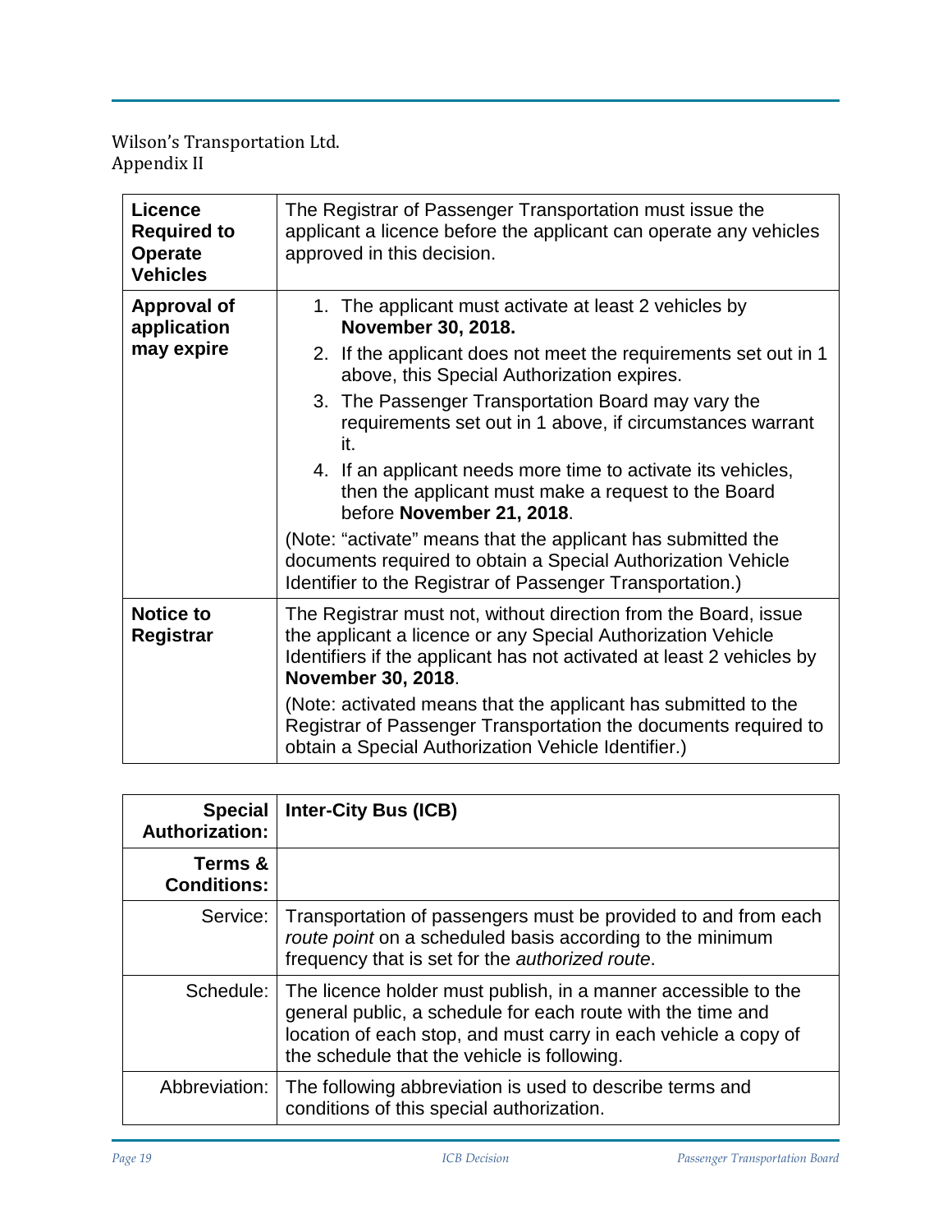| Licence Required to Operate Vehicles | The Registrar of Passenger Transportation must issue the applicant a licence before the applicant can operate any vehicles approved in this decision. |
|---|---|
| **Approval of application may expire** | 1. The applicant must activate at least 2 vehicles by **November 30, 2018.**<br>2. If the applicant does not meet the requirements set out in 1 above, this Special Authorization expires.<br>3. The Passenger Transportation Board may vary the requirements set out in 1 above, if circumstances warrant it.<br>4. If an applicant needs more time to activate its vehicles, then the applicant must make a request to the Board before **November 21, 2018**.<br><br>(Note: "activate" means that the applicant has submitted the documents required to obtain a Special Authorization Vehicle Identifier to the Registrar of Passenger Transportation.) |
| **Notice to Registrar** | The Registrar must not, without direction from the Board, issue the applicant a licence or any Special Authorization Vehicle Identifiers if the applicant has not activated at least 2 vehicles by **November 30, 2018**.<br><br>(Note: activated means that the applicant has submitted to the Registrar of Passenger Transportation the documents required to obtain a Special Authorization Vehicle Identifier.) |

| **Special Authorization:** | **Inter-City Bus (ICB)** |
|---|---|
| **Terms & Conditions:** | |
| Service: | Transportation of passengers must be provided to and from each *route point* on a scheduled basis according to the minimum frequency that is set for the *authorized route*. |
| Schedule: | The licence holder must publish, in a manner accessible to the general public, a schedule for each route with the time and location of each stop, and must carry in each vehicle a copy of the schedule that the vehicle is following. |
| Abbreviation: | The following abbreviation is used to describe terms and conditions of this special authorization. |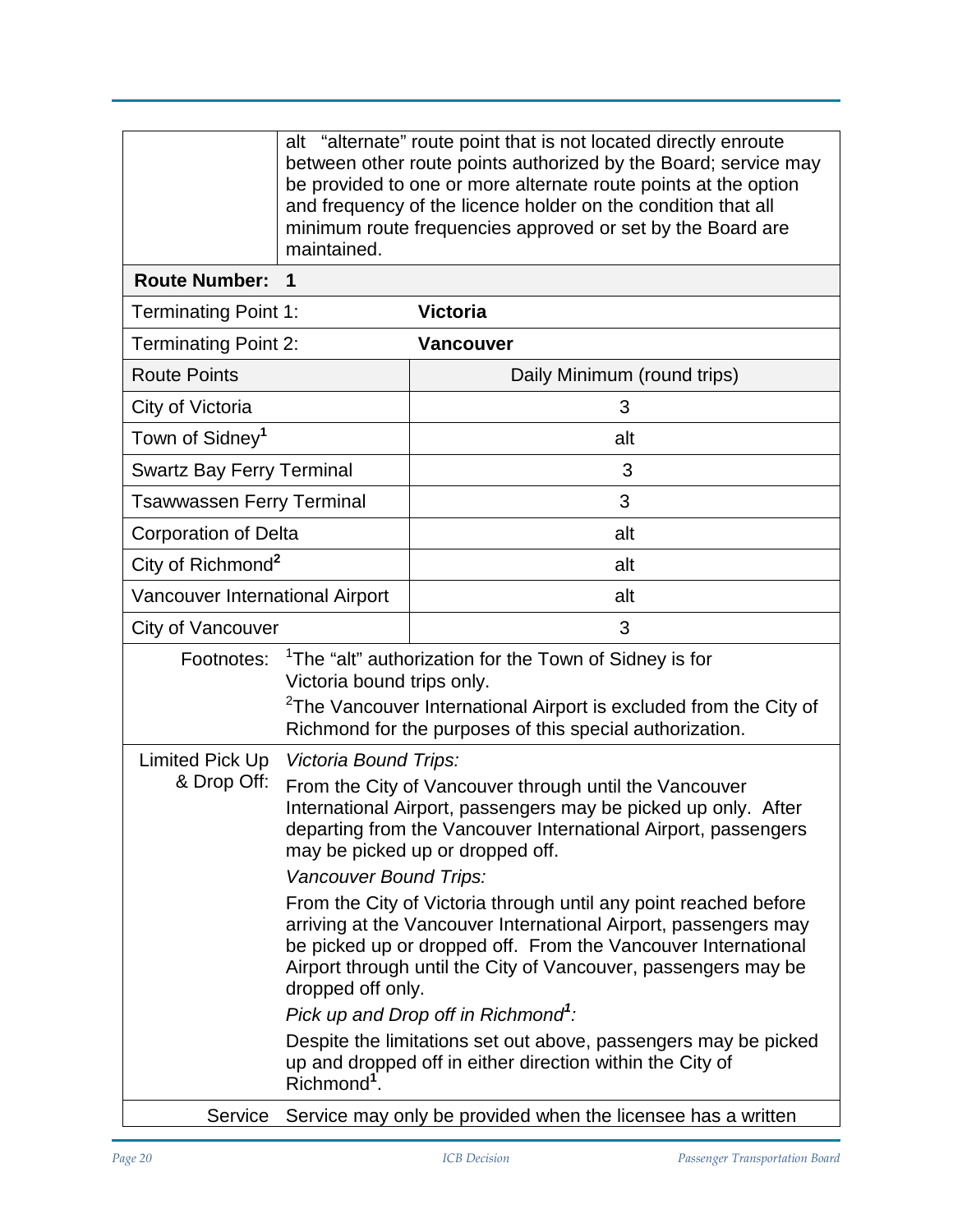| | |
|---|---|
| | alt "alternate" route point that is not located directly enroute between other route points authorized by the Board; service may be provided to one or more alternate route points at the option and frequency of the licence holder on the condition that all minimum route frequencies approved or set by the Board are maintained. |

| **Route Number: 1** | |
|---|---|
| Terminating Point 1: | **Victoria** |
| Terminating Point 2: | **Vancouver** |
| Route Points | Daily Minimum (round trips) |
| City of Victoria | 3 |
| Town of Sidney[1] | alt |
| Swartz Bay Ferry Terminal | 3 |
| Tsawwassen Ferry Terminal | 3 |
| Corporation of Delta | alt |
| City of Richmond[2] | alt |
| Vancouver International Airport | alt |
| City of Vancouver | 3 |
| Footnotes: | [1]The "alt" authorization for the Town of Sidney is for Victoria bound trips only.<br>[2]The Vancouver International Airport is excluded from the City of Richmond for the purposes of this special authorization. |
| Limited Pick Up & Drop Off: | *Victoria Bound Trips:*<br>From the City of Vancouver through until the Vancouver International Airport, passengers may be picked up only. After departing from the Vancouver International Airport, passengers may be picked up or dropped off.<br>*Vancouver Bound Trips:*<br>From the City of Victoria through until any point reached before arriving at the Vancouver International Airport, passengers may be picked up or dropped off. From the Vancouver International Airport through until the City of Vancouver, passengers may be dropped off only.<br>*Pick up and Drop off in Richmond[1]:*<br>Despite the limitations set out above, passengers may be picked up and dropped off in either direction within the City of Richmond[1]. |
| Service | Service may only be provided when the licensee has a written |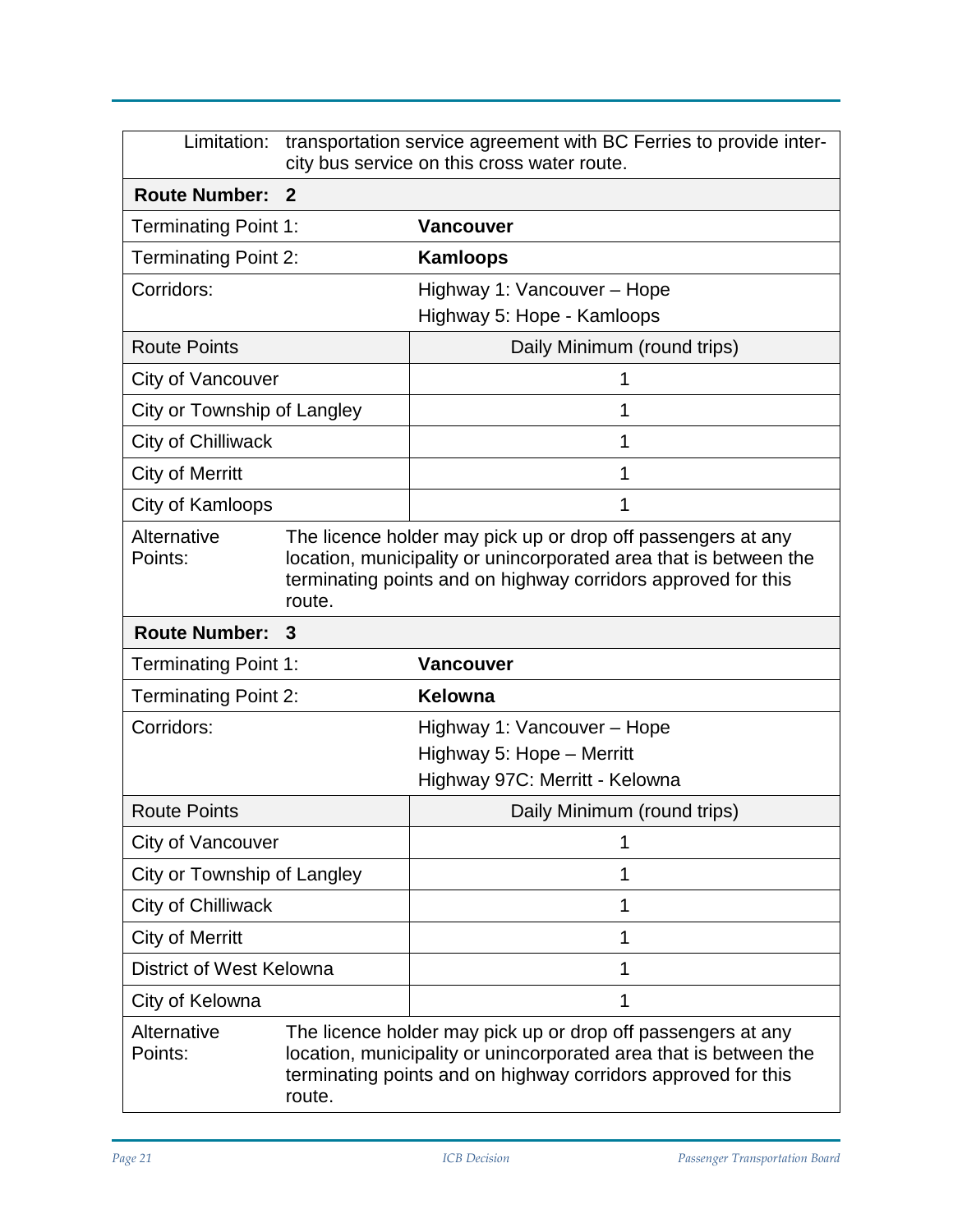| | |
|---|---|
| Limitation: | transportation service agreement with BC Ferries to provide inter-city bus service on this cross water route. |

| **Route Number: 2** | |
|---|---|
| Terminating Point 1: | **Vancouver** |
| Terminating Point 2: | **Kamloops** |
| Corridors: | Highway 1: Vancouver – Hope<br>Highway 5: Hope - Kamloops |
| Route Points | Daily Minimum (round trips) |
| City of Vancouver | 1 |
| City or Township of Langley | 1 |
| City of Chilliwack | 1 |
| City of Merritt | 1 |
| City of Kamloops | 1 |
| Alternative Points: | The licence holder may pick up or drop off passengers at any location, municipality or unincorporated area that is between the terminating points and on highway corridors approved for this route. |

| **Route Number: 3** | |
|---|---|
| Terminating Point 1: | **Vancouver** |
| Terminating Point 2: | **Kelowna** |
| Corridors: | Highway 1: Vancouver – Hope<br>Highway 5: Hope – Merritt<br>Highway 97C: Merritt - Kelowna |
| Route Points | Daily Minimum (round trips) |
| City of Vancouver | 1 |
| City or Township of Langley | 1 |
| City of Chilliwack | 1 |
| City of Merritt | 1 |
| District of West Kelowna | 1 |
| City of Kelowna | 1 |
| Alternative Points: | The licence holder may pick up or drop off passengers at any location, municipality or unincorporated area that is between the terminating points and on highway corridors approved for this route. |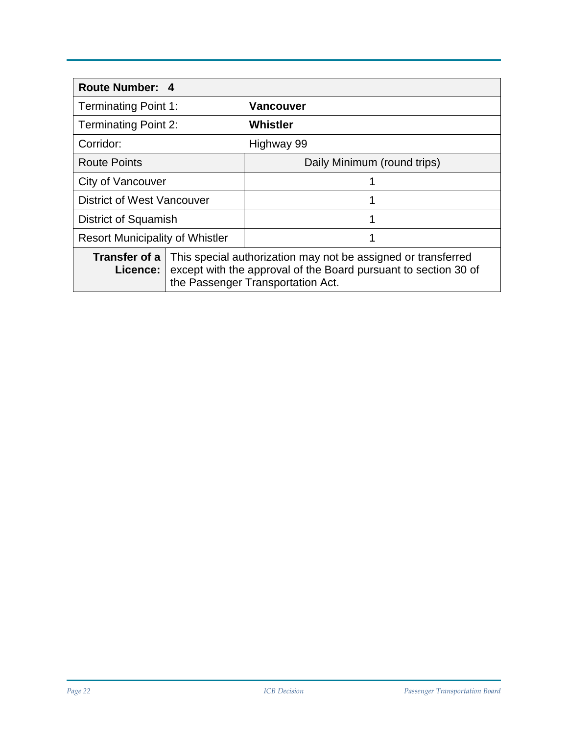| **Route Number: 4** | | |
|---|---|---|
| Terminating Point 1: | | **Vancouver** |
| Terminating Point 2: | | **Whistler** |
| Corridor: | | Highway 99 |
| Route Points | | Daily Minimum (round trips) |
| City of Vancouver | | 1 |
| District of West Vancouver | | 1 |
| District of Squamish | | 1 |
| Resort Municipality of Whistler | | 1 |
| **Transfer of a Licence:** | This special authorization may not be assigned or transferred except with the approval of the Board pursuant to section 30 of the Passenger Transportation Act. | |